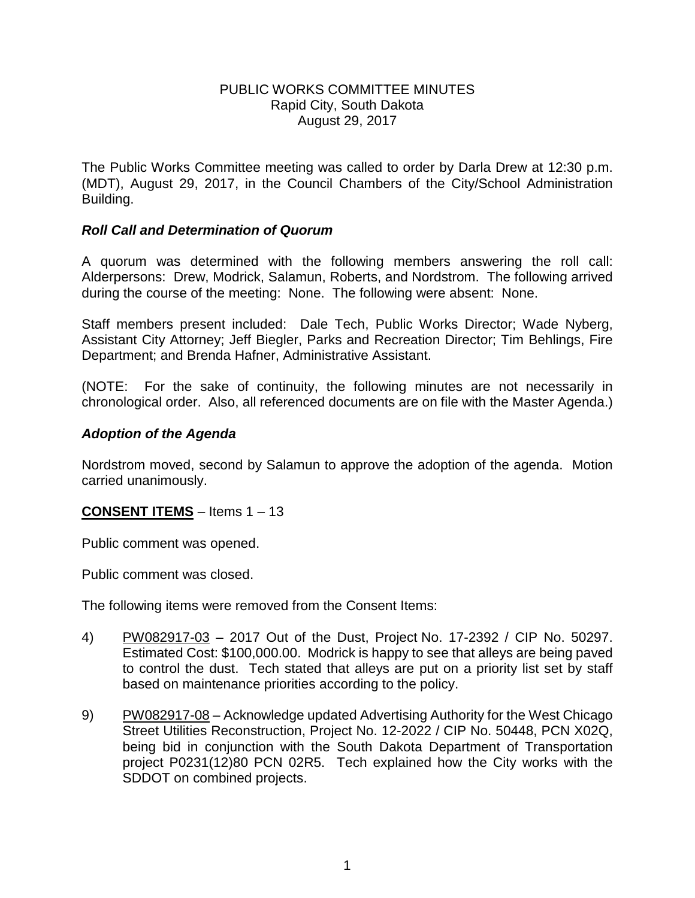# PUBLIC WORKS COMMITTEE MINUTES
Rapid City, South Dakota
August 29, 2017

The Public Works Committee meeting was called to order by Darla Drew at 12:30 p.m. (MDT), August 29, 2017, in the Council Chambers of the City/School Administration Building.

### *Roll Call and Determination of Quorum*

A quorum was determined with the following members answering the roll call: Alderpersons: Drew, Modrick, Salamun, Roberts, and Nordstrom. The following arrived during the course of the meeting: None. The following were absent: None.

Staff members present included: Dale Tech, Public Works Director; Wade Nyberg, Assistant City Attorney; Jeff Biegler, Parks and Recreation Director; Tim Behlings, Fire Department; and Brenda Hafner, Administrative Assistant.

(NOTE: For the sake of continuity, the following minutes are not necessarily in chronological order. Also, all referenced documents are on file with the Master Agenda.)

### *Adoption of the Agenda*

Nordstrom moved, second by Salamun to approve the adoption of the agenda. Motion carried unanimously.

**CONSENT ITEMS** – Items 1 – 13

Public comment was opened.

Public comment was closed.

The following items were removed from the Consent Items:

4) PW082917-03 – 2017 Out of the Dust, Project No. 17-2392 / CIP No. 50297. Estimated Cost: $100,000.00. Modrick is happy to see that alleys are being paved to control the dust. Tech stated that alleys are put on a priority list set by staff based on maintenance priorities according to the policy.

9) PW082917-08 – Acknowledge updated Advertising Authority for the West Chicago Street Utilities Reconstruction, Project No. 12-2022 / CIP No. 50448, PCN X02Q, being bid in conjunction with the South Dakota Department of Transportation project P0231(12)80 PCN 02R5. Tech explained how the City works with the SDDOT on combined projects.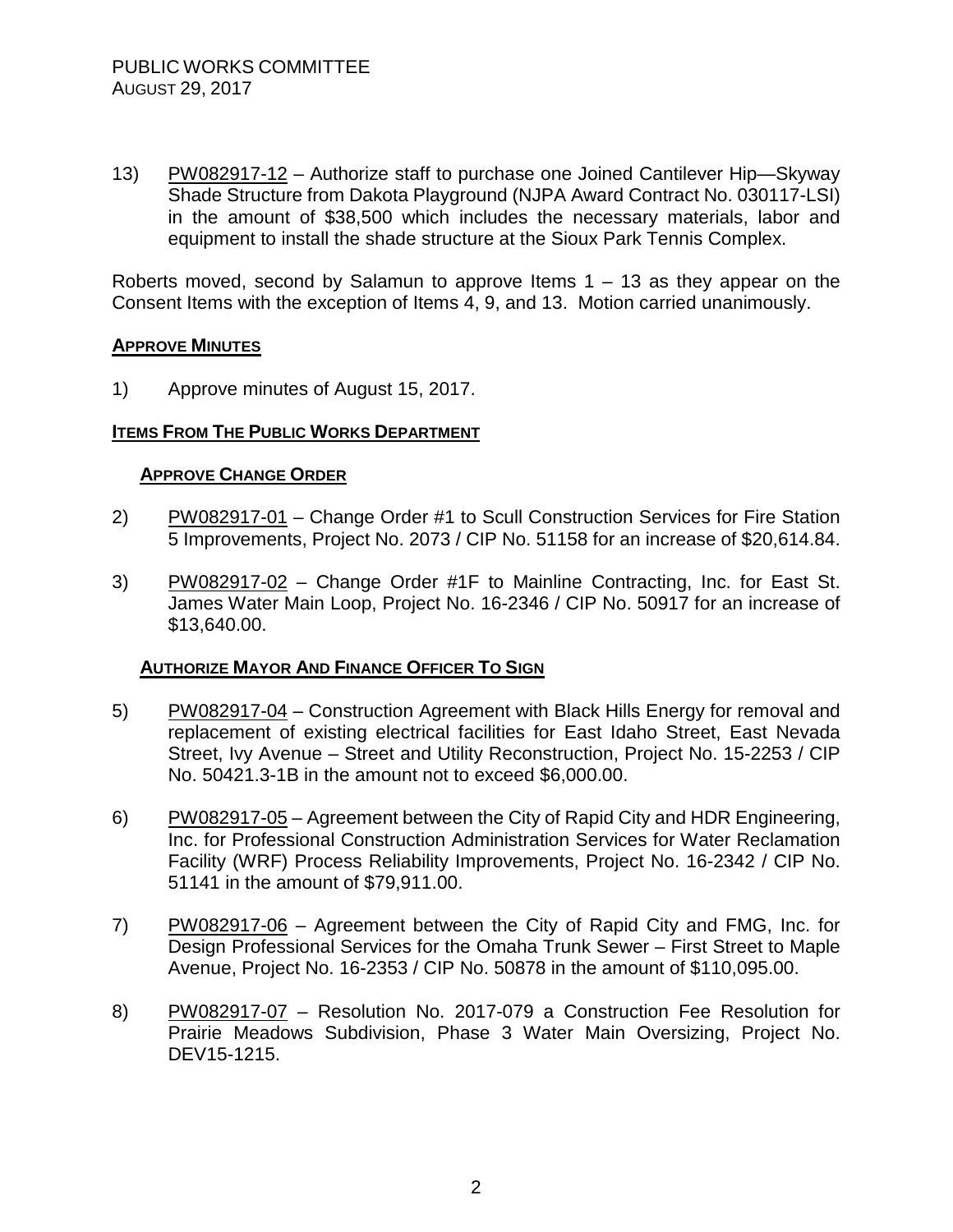13) PW082917-12 – Authorize staff to purchase one Joined Cantilever Hip—Skyway Shade Structure from Dakota Playground (NJPA Award Contract No. 030117-LSI) in the amount of $38,500 which includes the necessary materials, labor and equipment to install the shade structure at the Sioux Park Tennis Complex.

Roberts moved, second by Salamun to approve Items 1 – 13 as they appear on the Consent Items with the exception of Items 4, 9, and 13. Motion carried unanimously.

## APPROVE MINUTES

1) Approve minutes of August 15, 2017.

## ITEMS FROM THE PUBLIC WORKS DEPARTMENT

### APPROVE CHANGE ORDER

2) PW082917-01 – Change Order #1 to Scull Construction Services for Fire Station 5 Improvements, Project No. 2073 / CIP No. 51158 for an increase of $20,614.84.

3) PW082917-02 – Change Order #1F to Mainline Contracting, Inc. for East St. James Water Main Loop, Project No. 16-2346 / CIP No. 50917 for an increase of $13,640.00.

### AUTHORIZE MAYOR AND FINANCE OFFICER TO SIGN

5) PW082917-04 – Construction Agreement with Black Hills Energy for removal and replacement of existing electrical facilities for East Idaho Street, East Nevada Street, Ivy Avenue – Street and Utility Reconstruction, Project No. 15-2253 / CIP No. 50421.3-1B in the amount not to exceed $6,000.00.

6) PW082917-05 – Agreement between the City of Rapid City and HDR Engineering, Inc. for Professional Construction Administration Services for Water Reclamation Facility (WRF) Process Reliability Improvements, Project No. 16-2342 / CIP No. 51141 in the amount of $79,911.00.

7) PW082917-06 – Agreement between the City of Rapid City and FMG, Inc. for Design Professional Services for the Omaha Trunk Sewer – First Street to Maple Avenue, Project No. 16-2353 / CIP No. 50878 in the amount of $110,095.00.

8) PW082917-07 – Resolution No. 2017-079 a Construction Fee Resolution for Prairie Meadows Subdivision, Phase 3 Water Main Oversizing, Project No. DEV15-1215.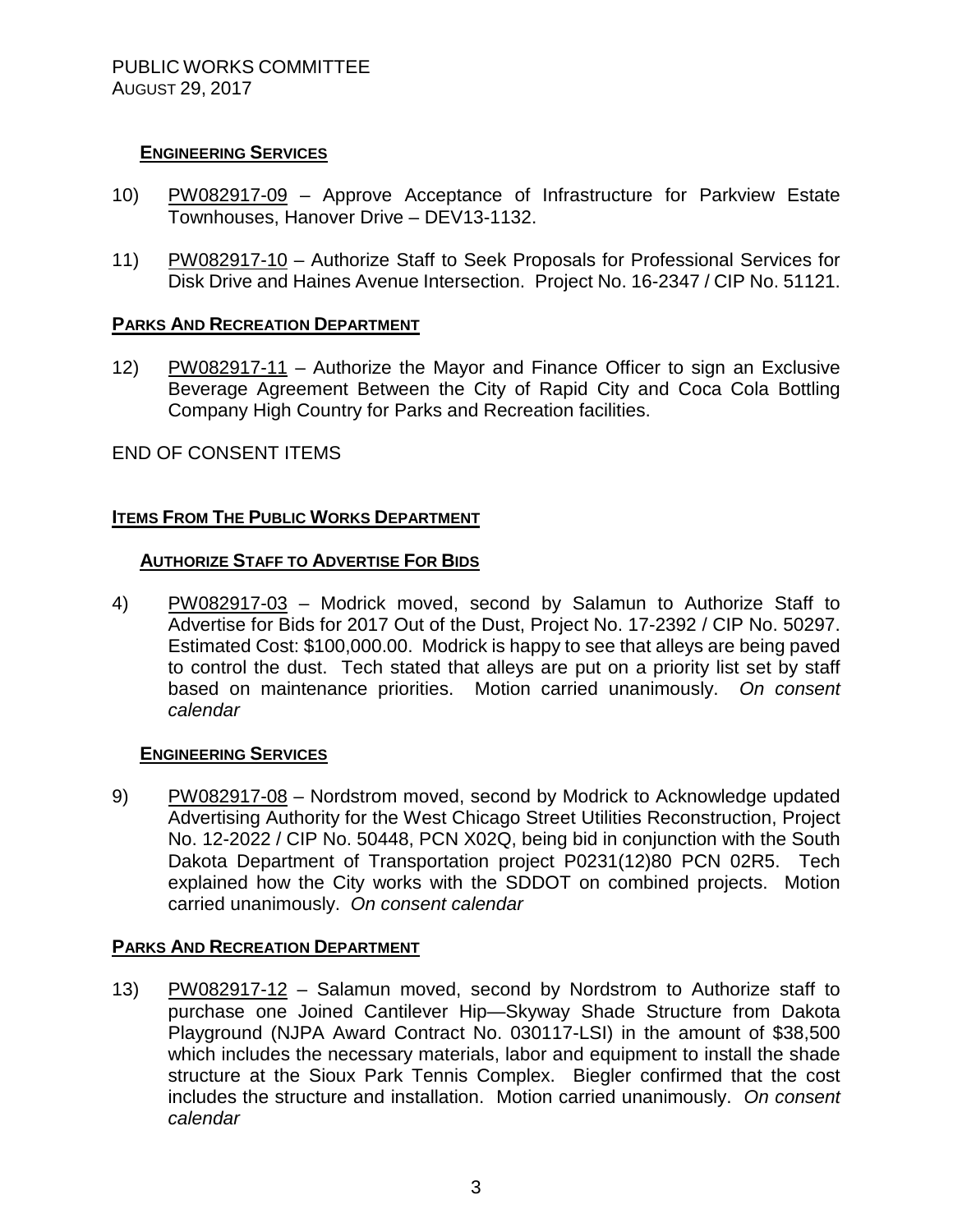## ENGINEERING SERVICES

10) PW082917-09 – Approve Acceptance of Infrastructure for Parkview Estate Townhouses, Hanover Drive – DEV13-1132.

11) PW082917-10 – Authorize Staff to Seek Proposals for Professional Services for Disk Drive and Haines Avenue Intersection. Project No. 16-2347 / CIP No. 51121.

## PARKS AND RECREATION DEPARTMENT

12) PW082917-11 – Authorize the Mayor and Finance Officer to sign an Exclusive Beverage Agreement Between the City of Rapid City and Coca Cola Bottling Company High Country for Parks and Recreation facilities.

END OF CONSENT ITEMS

## ITEMS FROM THE PUBLIC WORKS DEPARTMENT

### AUTHORIZE STAFF TO ADVERTISE FOR BIDS

4) PW082917-03 – Modrick moved, second by Salamun to Authorize Staff to Advertise for Bids for 2017 Out of the Dust, Project No. 17-2392 / CIP No. 50297. Estimated Cost: $100,000.00. Modrick is happy to see that alleys are being paved to control the dust. Tech stated that alleys are put on a priority list set by staff based on maintenance priorities. Motion carried unanimously. *On consent calendar*

### ENGINEERING SERVICES

9) PW082917-08 – Nordstrom moved, second by Modrick to Acknowledge updated Advertising Authority for the West Chicago Street Utilities Reconstruction, Project No. 12-2022 / CIP No. 50448, PCN X02Q, being bid in conjunction with the South Dakota Department of Transportation project P0231(12)80 PCN 02R5. Tech explained how the City works with the SDDOT on combined projects. Motion carried unanimously. *On consent calendar*

## PARKS AND RECREATION DEPARTMENT

13) PW082917-12 – Salamun moved, second by Nordstrom to Authorize staff to purchase one Joined Cantilever Hip—Skyway Shade Structure from Dakota Playground (NJPA Award Contract No. 030117-LSI) in the amount of $38,500 which includes the necessary materials, labor and equipment to install the shade structure at the Sioux Park Tennis Complex. Biegler confirmed that the cost includes the structure and installation. Motion carried unanimously. *On consent calendar*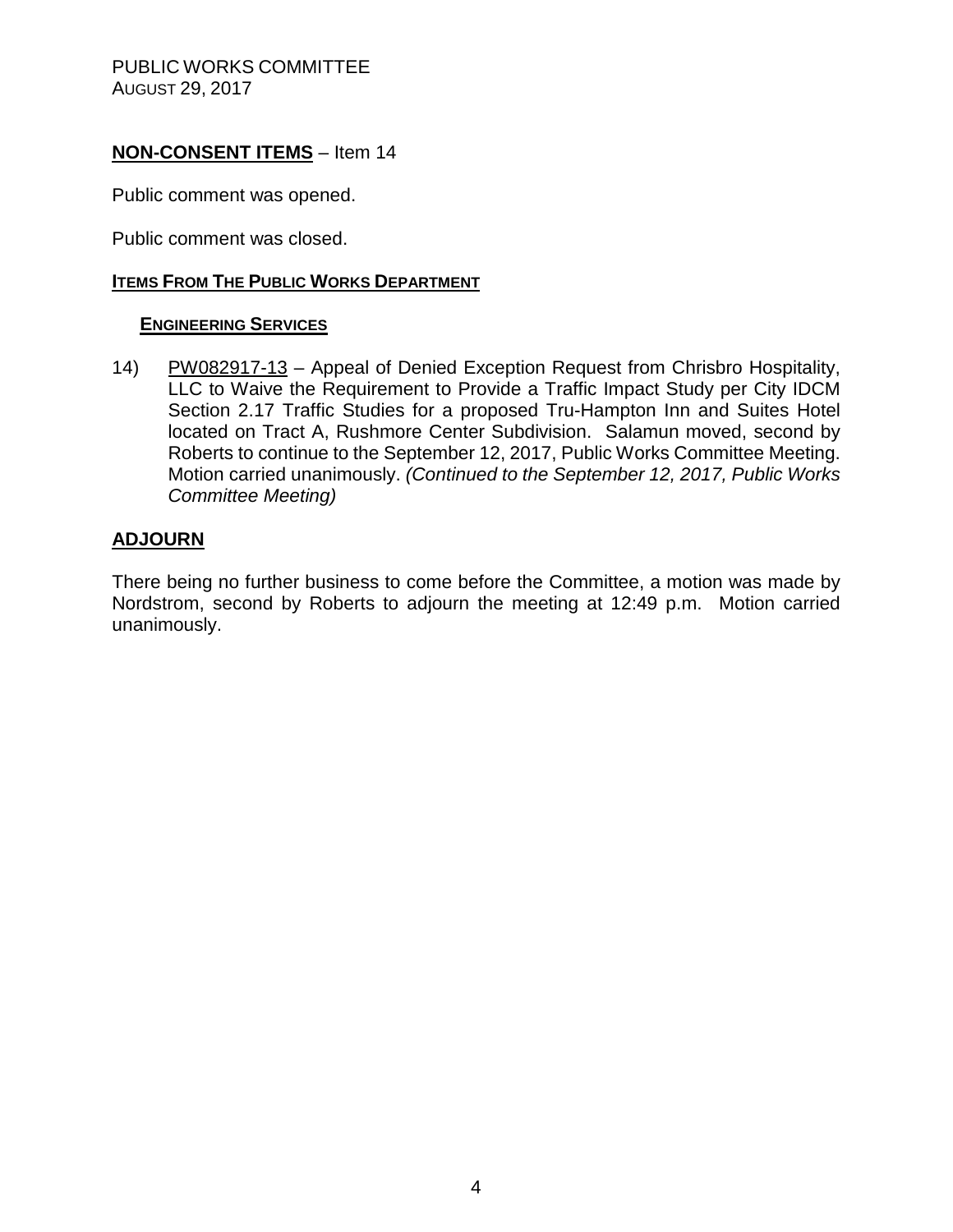## **NON-CONSENT ITEMS** – Item 14

Public comment was opened.

Public comment was closed.

### **ITEMS FROM THE PUBLIC WORKS DEPARTMENT**

#### **ENGINEERING SERVICES**

14) PW082917-13 – Appeal of Denied Exception Request from Chrisbro Hospitality, LLC to Waive the Requirement to Provide a Traffic Impact Study per City IDCM Section 2.17 Traffic Studies for a proposed Tru-Hampton Inn and Suites Hotel located on Tract A, Rushmore Center Subdivision. Salamun moved, second by Roberts to continue to the September 12, 2017, Public Works Committee Meeting. Motion carried unanimously. *(Continued to the September 12, 2017, Public Works Committee Meeting)*

## **ADJOURN**

There being no further business to come before the Committee, a motion was made by Nordstrom, second by Roberts to adjourn the meeting at 12:49 p.m. Motion carried unanimously.